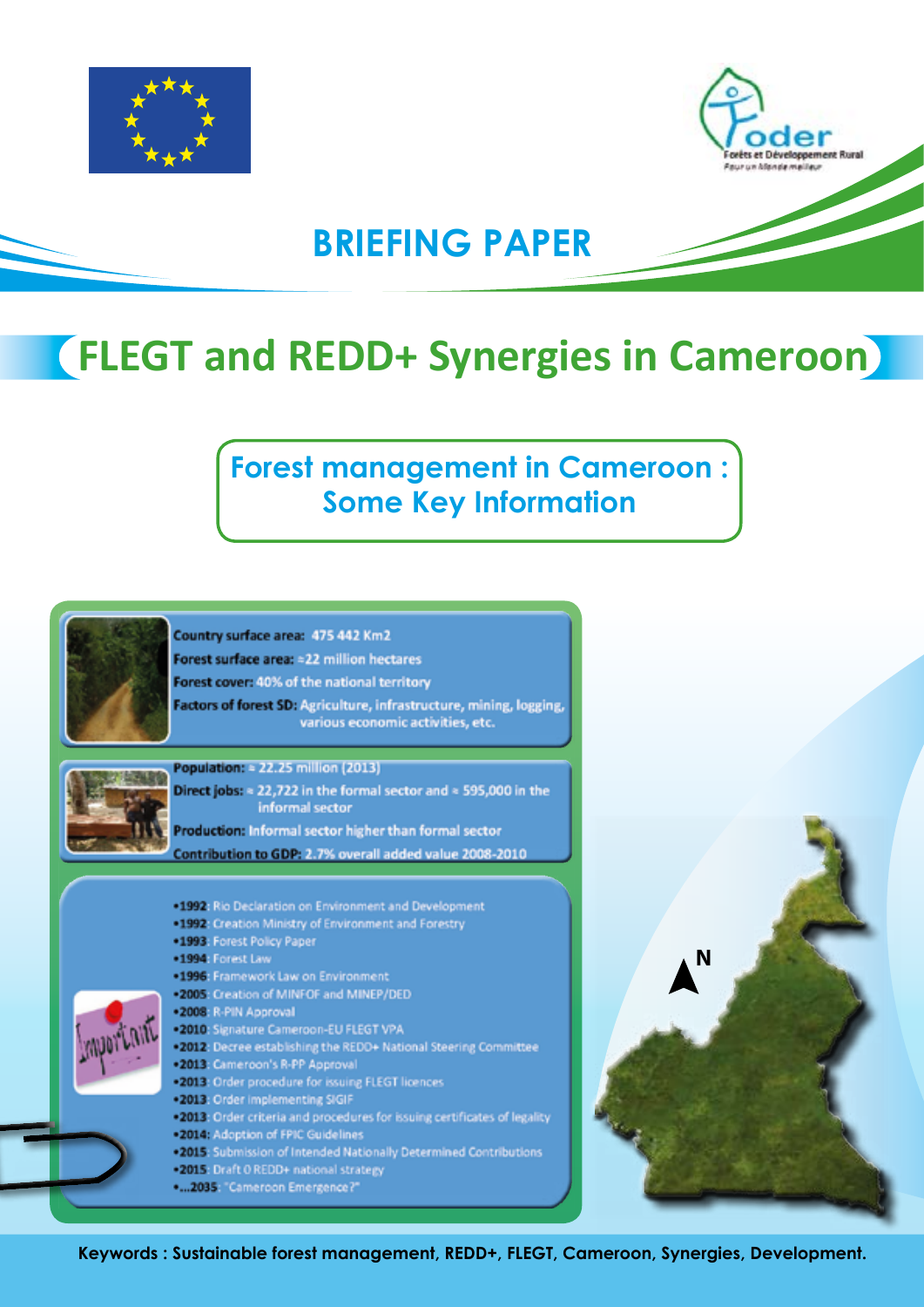# BRIEFING PAPER

# FLEGT and REDD+ Synergies in Cameroon

## Forest management in Cameroon : Some Key Information

**Country surface area:** 475 442 Km2

**Forest surface area:** ≈22 million hectares

**Forest cover:** 40% of the national territory

**Factors of forest SD:** Agriculture, infrastructure, mining, logging, various economic activities, etc.

**Population:** ≈ 22.25 million (2013)

**Direct jobs:** ≈ 22,722 in the formal sector and ≈ 595,000 in the informal sector

**Production:** Informal sector higher than formal sector

**Contribution to GDP:** 2.7% overall added value 2008-2010

- **1992:** Rio Declaration on Environment and Development
- **1992:** Creation Ministry of Environment and Forestry
- **1993:** Forest Policy Paper
- **1994:** Forest Law
- **1996:** Framework Law on Environment
- **2005:** Creation of MINFOF and MINEP/DED
- **2008:** R-PIN Approval
- **2010:** Signature Cameroon-EU FLEGT VPA
- **2012:** Decree establishing the REDD+ National Steering Committee
- **2013:** Cameroon's R-PP Approval
- **2013:** Order procedure for issuing FLEGT licences
- **2013:** Order implementing SIGIF
- **2013:** Order criteria and procedures for issuing certificates of legality
- **2014:** Adoption of FPIC Guidelines
- **2015:** Submission of Intended Nationally Determined Contributions
- **2015:** Draft 0 REDD+ national strategy
- **...2035:** "Cameroon Emergence?"

**Keywords : Sustainable forest management, REDD+, FLEGT, Cameroon, Synergies, Development.**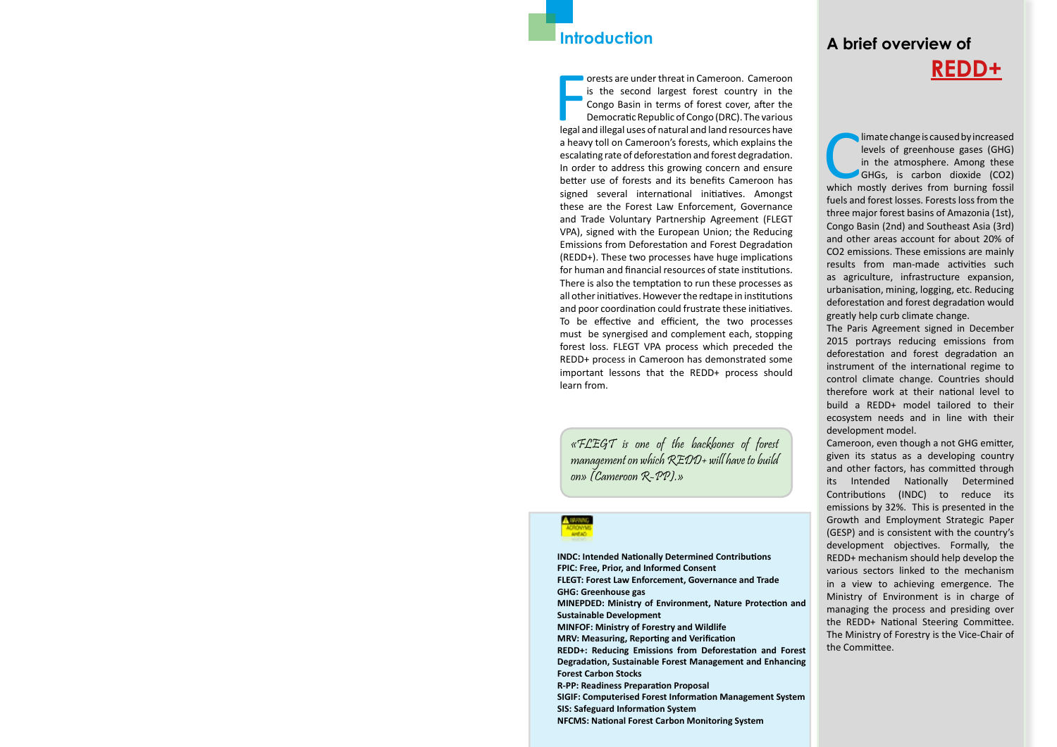## Introduction

Forests are under threat in Cameroon. Cameroon is the second largest forest country in the Congo Basin in terms of forest cover, after the Democratic Republic of Congo (DRC). The various legal and illegal uses of natural and land resources have a heavy toll on Cameroon's forests, which explains the escalating rate of deforestation and forest degradation. In order to address this growing concern and ensure better use of forests and its benefits Cameroon has signed several international initiatives. Amongst these are the Forest Law Enforcement, Governance and Trade Voluntary Partnership Agreement (FLEGT VPA), signed with the European Union; the Reducing Emissions from Deforestation and Forest Degradation (REDD+). These two processes have huge implications for human and financial resources of state institutions. There is also the temptation to run these processes as all other initiatives. However the redtape in institutions and poor coordination could frustrate these initiatives. To be effective and efficient, the two processes must be synergised and complement each, stopping forest loss. FLEGT VPA process which preceded the REDD+ process in Cameroon has demonstrated some important lessons that the REDD+ process should learn from.

> *«FLEGT is one of the backbones of forest management on which REDD+ will have to build on» (Cameroon R-PP).»*

WARNING ACRONYMS AHEAD

**INDC: Intended Nationally Determined Contributions**
**FPIC: Free, Prior, and Informed Consent**
**FLEGT: Forest Law Enforcement, Governance and Trade**
**GHG: Greenhouse gas**
**MINEPDED: Ministry of Environment, Nature Protection and Sustainable Development**
**MINFOF: Ministry of Forestry and Wildlife**
**MRV: Measuring, Reporting and Verification**
**REDD+: Reducing Emissions from Deforestation and Forest Degradation, Sustainable Forest Management and Enhancing Forest Carbon Stocks**
**R-PP: Readiness Preparation Proposal**
**SIGIF: Computerised Forest Information Management System**
**SIS: Safeguard Information System**
**NFCMS: National Forest Carbon Monitoring System**

## A brief overview of REDD+

Climate change is caused by increased levels of greenhouse gases (GHG) in the atmosphere. Among these GHGs, is carbon dioxide ($CO_2$) which mostly derives from burning fossil fuels and forest losses. Forests loss from the three major forest basins of Amazonia (1st), Congo Basin (2nd) and Southeast Asia (3rd) and other areas account for about 20% of $CO_2$ emissions. These emissions are mainly results from man-made activities such as agriculture, infrastructure expansion, urbanisation, mining, logging, etc. Reducing deforestation and forest degradation would greatly help curb climate change.

The Paris Agreement signed in December 2015 portrays reducing emissions from deforestation and forest degradation an instrument of the international regime to control climate change. Countries should therefore work at their national level to build a REDD+ model tailored to their ecosystem needs and in line with their development model.

Cameroon, even though a not GHG emitter, given its status as a developing country and other factors, has committed through its Intended Nationally Determined Contributions (INDC) to reduce its emissions by 32%. This is presented in the Growth and Employment Strategic Paper (GESP) and is consistent with the country's development objectives. Formally, the REDD+ mechanism should help develop the various sectors linked to the mechanism in a view to achieving emergence. The Ministry of Environment is in charge of managing the process and presiding over the REDD+ National Steering Committee. The Ministry of Forestry is the Vice-Chair of the Committee.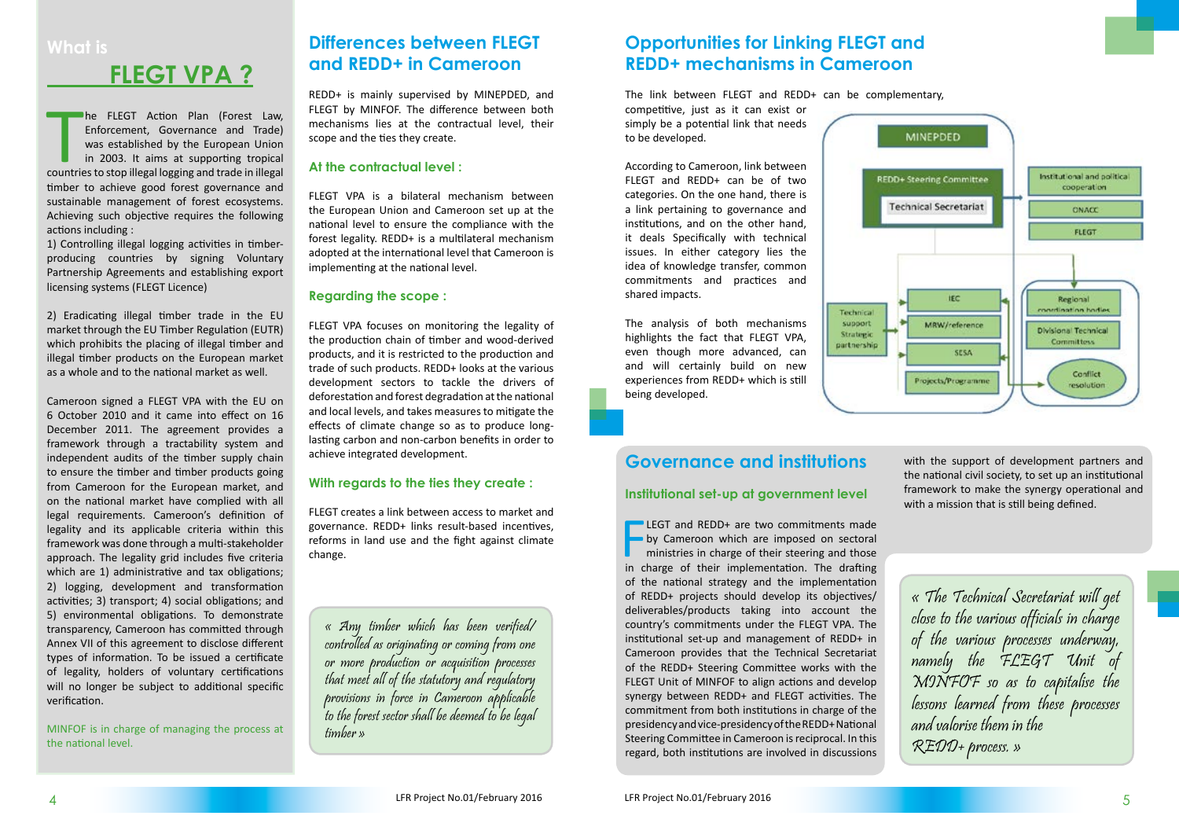## What is FLEGT VPA ?

The FLEGT Action Plan (Forest Law, Enforcement, Governance and Trade) was established by the European Union in 2003. It aims at supporting tropical countries to stop illegal logging and trade in illegal timber to achieve good forest governance and sustainable management of forest ecosystems. Achieving such objective requires the following actions including :

1) Controlling illegal logging activities in timber-producing countries by signing Voluntary Partnership Agreements and establishing export licensing systems (FLEGT Licence)

2) Eradicating illegal timber trade in the EU market through the EU Timber Regulation (EUTR) which prohibits the placing of illegal timber and illegal timber products on the European market as a whole and to the national market as well.

Cameroon signed a FLEGT VPA with the EU on 6 October 2010 and it came into effect on 16 December 2011. The agreement provides a framework through a tractability system and independent audits of the timber supply chain to ensure the timber and timber products going from Cameroon for the European market, and on the national market have complied with all legal requirements. Cameroon's definition of legality and its applicable criteria within this framework was done through a multi-stakeholder approach. The legality grid includes five criteria which are 1) administrative and tax obligations; 2) logging, development and transformation activities; 3) transport; 4) social obligations; and 5) environmental obligations. To demonstrate transparency, Cameroon has committed through Annex VII of this agreement to disclose different types of information. To be issued a certificate of legality, holders of voluntary certifications will no longer be subject to additional specific verification.

MINFOF is in charge of managing the process at the national level.

## Differences between FLEGT and REDD+ in Cameroon

REDD+ is mainly supervised by MINEPDED, and FLEGT by MINFOF. The difference between both mechanisms lies at the contractual level, their scope and the ties they create.

### At the contractual level :

FLEGT VPA is a bilateral mechanism between the European Union and Cameroon set up at the national level to ensure the compliance with the forest legality. REDD+ is a multilateral mechanism adopted at the international level that Cameroon is implementing at the national level.

### Regarding the scope :

FLEGT VPA focuses on monitoring the legality of the production chain of timber and wood-derived products, and it is restricted to the production and trade of such products. REDD+ looks at the various development sectors to tackle the drivers of deforestation and forest degradation at the national and local levels, and takes measures to mitigate the effects of climate change so as to produce long-lasting carbon and non-carbon benefits in order to achieve integrated development.

### With regards to the ties they create :

FLEGT creates a link between access to market and governance. REDD+ links result-based incentives, reforms in land use and the fight against climate change.

*« Any timber which has been verified/controlled as originating or coming from one or more production or acquisition processes that meet all of the statutory and regulatory provisions in force in Cameroon applicable to the forest sector shall be deemed to be legal timber »*

## Opportunities for Linking FLEGT and REDD+ mechanisms in Cameroon

The link between FLEGT and REDD+ can be complementary, competitive, just as it can exist or simply be a potential link that needs to be developed.

According to Cameroon, link between FLEGT and REDD+ can be of two categories. On the one hand, there is a link pertaining to governance and institutions, and on the other hand, it deals Specifically with technical issues. In either category lies the idea of knowledge transfer, common commitments and practices and shared impacts.

The analysis of both mechanisms highlights the fact that FLEGT VPA, even though more advanced, can and will certainly build on new experiences from REDD+ which is still being developed.

MINEPDED — REDD+ Steering Committee — Technical Secretariat — Institutional and political cooperation — ONACC — FLEGT — Technical support Strategic partnership — IEC — MRV/reference — SESA — Projects/Programme — Regional coordination bodies — Divisional Technical Committees — Conflict resolution

## Governance and institutions

### Institutional set-up at government level

FLEGT and REDD+ are two commitments made by Cameroon which are imposed on sectoral ministries in charge of their steering and those in charge of their implementation. The drafting of the national strategy and the implementation of REDD+ projects should develop its objectives/deliverables/products taking into account the country's commitments under the FLEGT VPA. The institutional set-up and management of REDD+ in Cameroon provides that the Technical Secretariat of the REDD+ Steering Committee works with the FLEGT Unit of MINFOF to align actions and develop synergy between REDD+ and FLEGT activities. The commitment from both institutions in charge of the presidency and vice-presidency of the REDD+ National Steering Committee in Cameroon is reciprocal. In this regard, both institutions are involved in discussions with the support of development partners and the national civil society, to set up an institutional framework to make the synergy operational and with a mission that is still being defined.

*« The Technical Secretariat will get close to the various officials in charge of the various processes underway, namely the FLEGT Unit of MINFOF so as to capitalise the lessons learned from these processes and valorise them in the REDD+ process. »*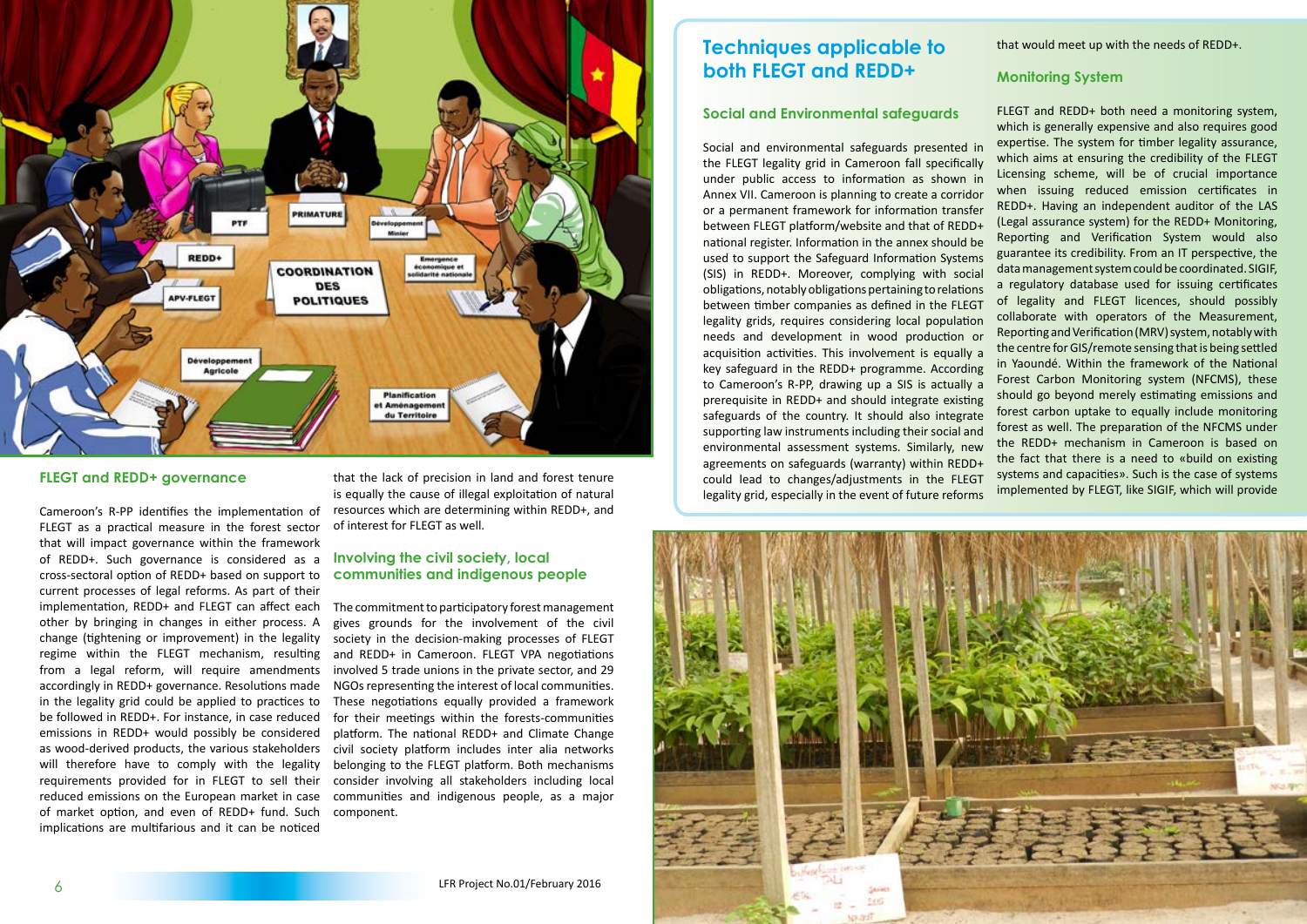## FLEGT and REDD+ governance

Cameroon's R-PP identifies the implementation of FLEGT as a practical measure in the forest sector that will impact governance within the framework of REDD+. Such governance is considered as a cross-sectoral option of REDD+ based on support to current processes of legal reforms. As part of their implementation, REDD+ and FLEGT can affect each other by bringing in changes in either process. A change (tightening or improvement) in the legality regime within the FLEGT mechanism, resulting from a legal reform, will require amendments accordingly in REDD+ governance. Resolutions made in the legality grid could be applied to practices to be followed in REDD+. For instance, in case reduced emissions in REDD+ would possibly be considered as wood-derived products, the various stakeholders will therefore have to comply with the legality requirements provided for in FLEGT to sell their reduced emissions on the European market in case of market option, and even of REDD+ fund. Such implications are multifarious and it can be noticed that the lack of precision in land and forest tenure is equally the cause of illegal exploitation of natural resources which are determining within REDD+, and of interest for FLEGT as well.

## Involving the civil society, local communities and indigenous people

The commitment to participatory forest management gives grounds for the involvement of the civil society in the decision-making processes of FLEGT and REDD+ in Cameroon. FLEGT VPA negotiations involved 5 trade unions in the private sector, and 29 NGOs representing the interest of local communities. These negotiations equally provided a framework for their meetings within the forests-communities platform. The national REDD+ and Climate Change civil society platform includes inter alia networks belonging to the FLEGT platform. Both mechanisms consider involving all stakeholders including local communities and indigenous people, as a major component.

# Techniques applicable to both FLEGT and REDD+

## Social and Environmental safeguards

Social and environmental safeguards presented in the FLEGT legality grid in Cameroon fall specifically under public access to information as shown in Annex VII. Cameroon is planning to create a corridor or a permanent framework for information transfer between FLEGT platform/website and that of REDD+ national register. Information in the annex should be used to support the Safeguard Information Systems (SIS) in REDD+. Moreover, complying with social obligations, notably obligations pertaining to relations between timber companies as defined in the FLEGT legality grids, requires considering local population needs and development in wood production or acquisition activities. This involvement is equally a key safeguard in the REDD+ programme. According to Cameroon's R-PP, drawing up a SIS is actually a prerequisite in REDD+ and should integrate existing safeguards of the country. It should also integrate supporting law instruments including their social and environmental assessment systems. Similarly, new agreements on safeguards (warranty) within REDD+ could lead to changes/adjustments in the FLEGT legality grid, especially in the event of future reforms that would meet up with the needs of REDD+.

## Monitoring System

FLEGT and REDD+ both need a monitoring system, which is generally expensive and also requires good expertise. The system for timber legality assurance, which aims at ensuring the credibility of the FLEGT Licensing scheme, will be of crucial importance when issuing reduced emission certificates in REDD+. Having an independent auditor of the LAS (Legal assurance system) for the REDD+ Monitoring, Reporting and Verification System would also guarantee its credibility. From an IT perspective, the data management system could be coordinated. SIGIF, a regulatory database used for issuing certificates of legality and FLEGT licences, should possibly collaborate with operators of the Measurement, Reporting and Verification (MRV) system, notably with the centre for GIS/remote sensing that is being settled in Yaoundé. Within the framework of the National Forest Carbon Monitoring system (NFCMS), these should go beyond merely estimating emissions and forest carbon uptake to equally include monitoring forest as well. The preparation of the NFCMS under the REDD+ mechanism in Cameroon is based on the fact that there is a need to «build on existing systems and capacities». Such is the case of systems implemented by FLEGT, like SIGIF, which will provide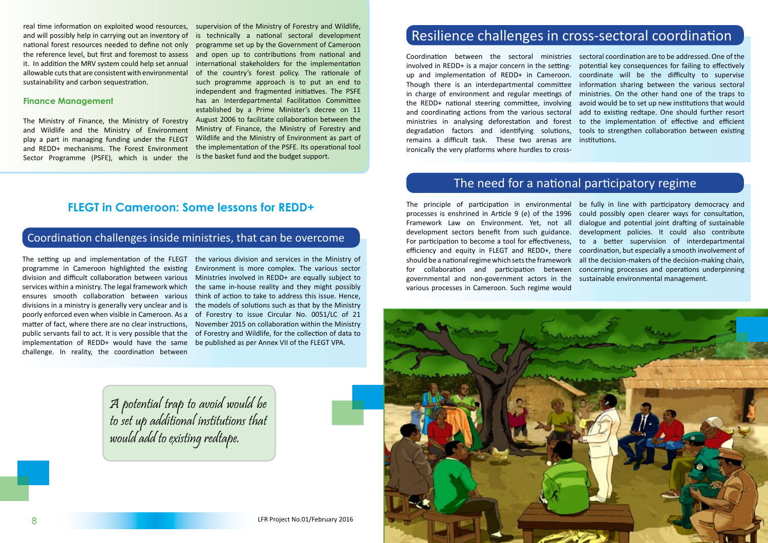real time information on exploited wood resources, and will possibly help in carrying out an inventory of national forest resources needed to define not only the reference level, but first and foremost to assess it. In addition the MRV system could help set annual allowable cuts that are consistent with environmental sustainability and carbon sequestration.

### Finance Management

The Ministry of Finance, the Ministry of Forestry and Wildlife and the Ministry of Environment play a part in managing funding under the FLEGT and REDD+ mechanisms. The Forest Environment Sector Programme (PSFE), which is under the supervision of the Ministry of Forestry and Wildlife, is technically a national sectoral development programme set up by the Government of Cameroon and open up to contributions from national and international stakeholders for the implementation of the country's forest policy. The rationale of such programme approach is to put an end to independent and fragmented initiatives. The PSFE has an Interdepartmental Facilitation Committee established by a Prime Minister's decree on 11 August 2006 to facilitate collaboration between the Ministry of Finance, the Ministry of Forestry and Wildlife and the Ministry of Environment as part of the implementation of the PSFE. Its operational tool is the basket fund and the budget support.

# FLEGT in Cameroon: Some lessons for REDD+

## Coordination challenges inside ministries, that can be overcome

The setting up and implementation of the FLEGT programme in Cameroon highlighted the existing division and difficult collaboration between various services within a ministry. The legal framework which ensures smooth collaboration between various divisions in a ministry is generally very unclear and is poorly enforced even when visible in Cameroon. As a matter of fact, where there are no clear instructions, public servants fail to act. It is very possible that the implementation of REDD+ would have the same challenge. In reality, the coordination between the various division and services in the Ministry of Environment is more complex. The various sector Ministries involved in REDD+ are equally subject to the same in-house reality and they might possibly think of action to take to address this issue. Hence, the models of solutions such as that by the Ministry of Forestry to issue Circular No. 0051/LC of 21 November 2015 on collaboration within the Ministry of Forestry and Wildlife, for the collection of data to be published as per Annex VII of the FLEGT VPA.

*A potential trap to avoid would be to set up additional institutions that would add to existing redtape.*

## Resilience challenges in cross-sectoral coordination

Coordination between the sectoral ministries involved in REDD+ is a major concern in the setting-up and implementation of REDD+ in Cameroon. Though there is an interdepartmental committee in charge of environment and regular meetings of the REDD+ national steering committee, involving and coordinating actions from the various sectoral ministries in analysing deforestation and forest degradation factors and identifying solutions, remains a difficult task. These two arenas are ironically the very platforms where hurdles to cross-sectoral coordination are to be addressed. One of the potential key consequences for failing to effectively coordinate will be the difficulty to supervise information sharing between the various sectoral ministries. On the other hand one of the traps to avoid would be to set up new institutions that would add to existing redtape. One should further resort to the implementation of effective and efficient tools to strengthen collaboration between existing institutions.

## The need for a national participatory regime

The principle of participation in environmental processes is enshrined in Article 9 (e) of the 1996 Framework Law on Environment. Yet, not all development sectors benefit from such guidance. For participation to become a tool for effectiveness, efficiency and equity in FLEGT and REDD+, there should be a national regime which sets the framework for collaboration and participation between governmental and non-government actors in the various processes in Cameroon. Such regime would be fully in line with participatory democracy and could possibly open clearer ways for consultation, dialogue and potential joint drafting of sustainable development policies. It could also contribute to a better supervision of interdepartmental coordination, but especially a smooth involvement of all the decision-makers of the decision-making chain, concerning processes and operations underpinning sustainable environmental management.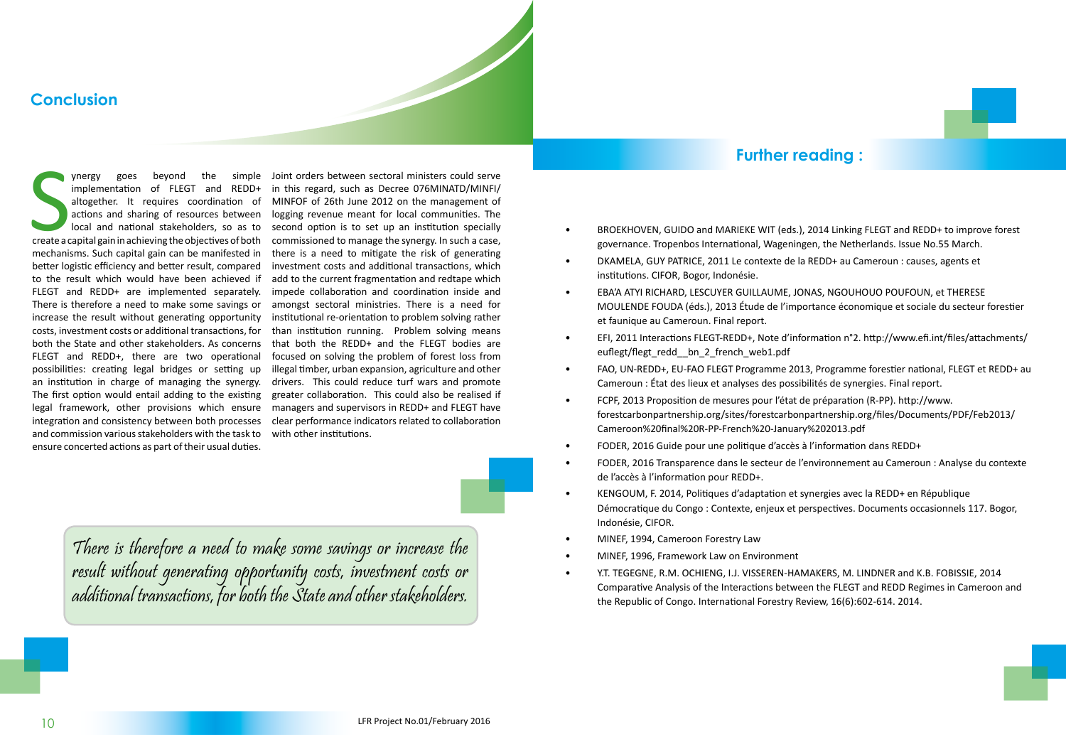## Conclusion

Synergy goes beyond the simple implementation of FLEGT and REDD+ altogether. It requires coordination of actions and sharing of resources between local and national stakeholders, so as to create a capital gain in achieving the objectives of both mechanisms. Such capital gain can be manifested in better logistic efficiency and better result, compared to the result which would have been achieved if FLEGT and REDD+ are implemented separately. There is therefore a need to make some savings or increase the result without generating opportunity costs, investment costs or additional transactions, for both the State and other stakeholders. As concerns FLEGT and REDD+, there are two operational possibilities: creating legal bridges or setting up an institution in charge of managing the synergy. The first option would entail adding to the existing legal framework, other provisions which ensure integration and consistency between both processes and commission various stakeholders with the task to ensure concerted actions as part of their usual duties. Joint orders between sectoral ministers could serve in this regard, such as Decree 076MINATD/MINFI/MINFOF of 26th June 2012 on the management of logging revenue meant for local communities. The second option is to set up an institution specially commissioned to manage the synergy. In such a case, there is a need to mitigate the risk of generating investment costs and additional transactions, which add to the current fragmentation and redtape which impede collaboration and coordination inside and amongst sectoral ministries. There is a need for institutional re-orientation to problem solving rather than institution running. Problem solving means that both the REDD+ and the FLEGT bodies are focused on solving the problem of forest loss from illegal timber, urban expansion, agriculture and other drivers. This could reduce turf wars and promote greater collaboration. This could also be realised if managers and supervisors in REDD+ and FLEGT have clear performance indicators related to collaboration with other institutions.

*There is therefore a need to make some savings or increase the result without generating opportunity costs, investment costs or additional transactions, for both the State and other stakeholders.*

## Further reading :

- BROEKHOVEN, GUIDO and MARIEKE WIT (eds.), 2014 Linking FLEGT and REDD+ to improve forest governance. Tropenbos International, Wageningen, the Netherlands. Issue No.55 March.
- DKAMELA, GUY PATRICE, 2011 Le contexte de la REDD+ au Cameroun : causes, agents et institutions. CIFOR, Bogor, Indonésie.
- EBA'A ATYI RICHARD, LESCUYER GUILLAUME, JONAS, NGOUHOUO POUFOUN, et THERESE MOULENDE FOUDA (éds.), 2013 Étude de l'importance économique et sociale du secteur forestier et faunique au Cameroun. Final report.
- EFI, 2011 Interactions FLEGT-REDD+, Note d'information n°2. http://www.efi.int/files/attachments/euflegt/flegt_redd__bn_2_french_web1.pdf
- FAO, UN-REDD+, EU-FAO FLEGT Programme 2013, Programme forestier national, FLEGT et REDD+ au Cameroun : État des lieux et analyses des possibilités de synergies. Final report.
- FCPF, 2013 Proposition de mesures pour l'état de préparation (R-PP). http://www.forestcarbonpartnership.org/sites/forestcarbonpartnership.org/files/Documents/PDF/Feb2013/Cameroon%20final%20R-PP-French%20-January%202013.pdf
- FODER, 2016 Guide pour une politique d'accès à l'information dans REDD+
- FODER, 2016 Transparence dans le secteur de l'environnement au Cameroun : Analyse du contexte de l'accès à l'information pour REDD+.
- KENGOUM, F. 2014, Politiques d'adaptation et synergies avec la REDD+ en République Démocratique du Congo : Contexte, enjeux et perspectives. Documents occasionnels 117. Bogor, Indonésie, CIFOR.
- MINEF, 1994, Cameroon Forestry Law
- MINEF, 1996, Framework Law on Environment
- Y.T. TEGEGNE, R.M. OCHIENG, I.J. VISSEREN-HAMAKERS, M. LINDNER and K.B. FOBISSIE, 2014 Comparative Analysis of the Interactions between the FLEGT and REDD Regimes in Cameroon and the Republic of Congo. International Forestry Review, 16(6):602-614. 2014.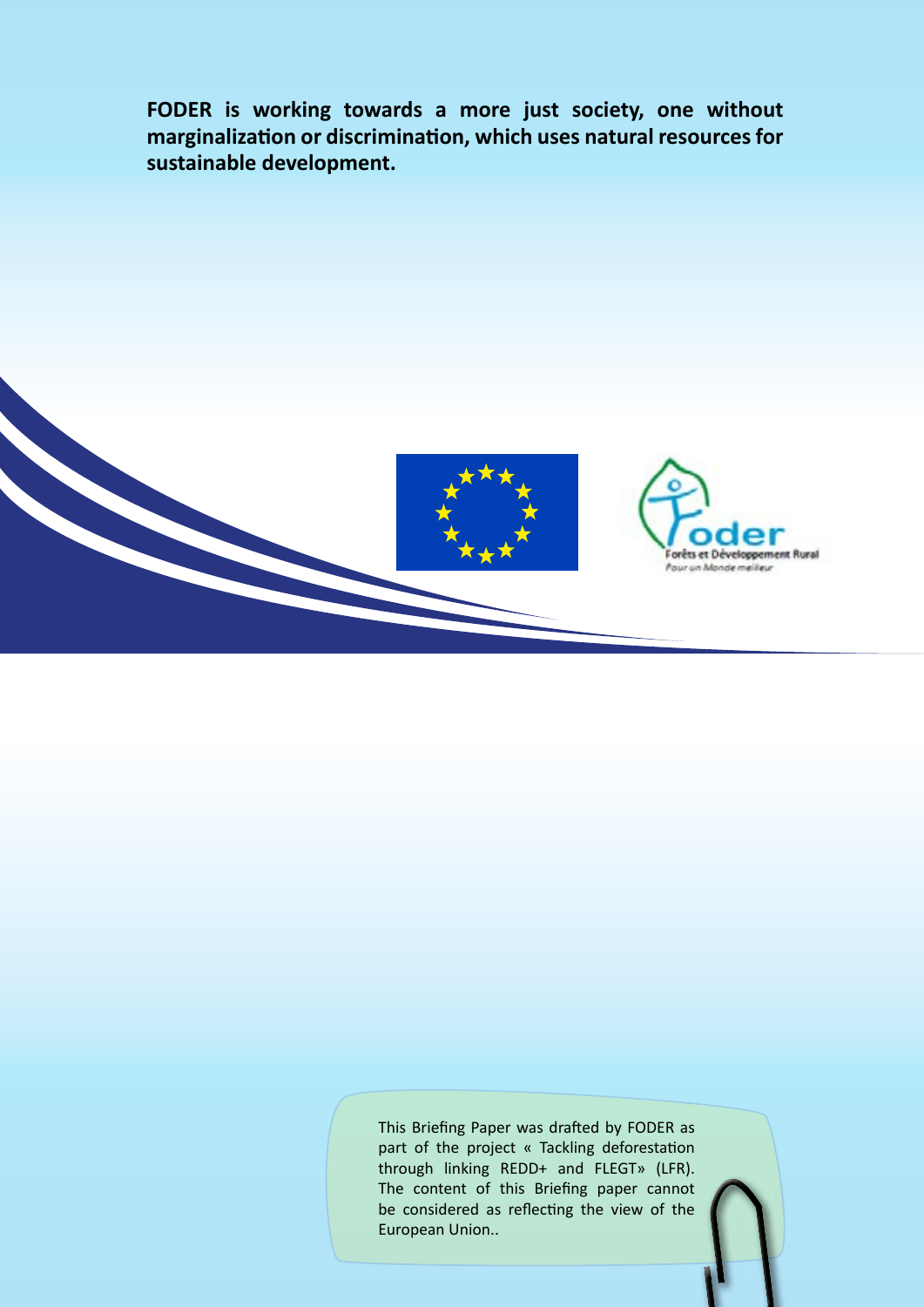**FODER is working towards a more just society, one without marginalization or discrimination, which uses natural resources for sustainable development.**

This Briefing Paper was drafted by FODER as part of the project « Tackling deforestation through linking REDD+ and FLEGT» (LFR). The content of this Briefing paper cannot be considered as reflecting the view of the European Union..